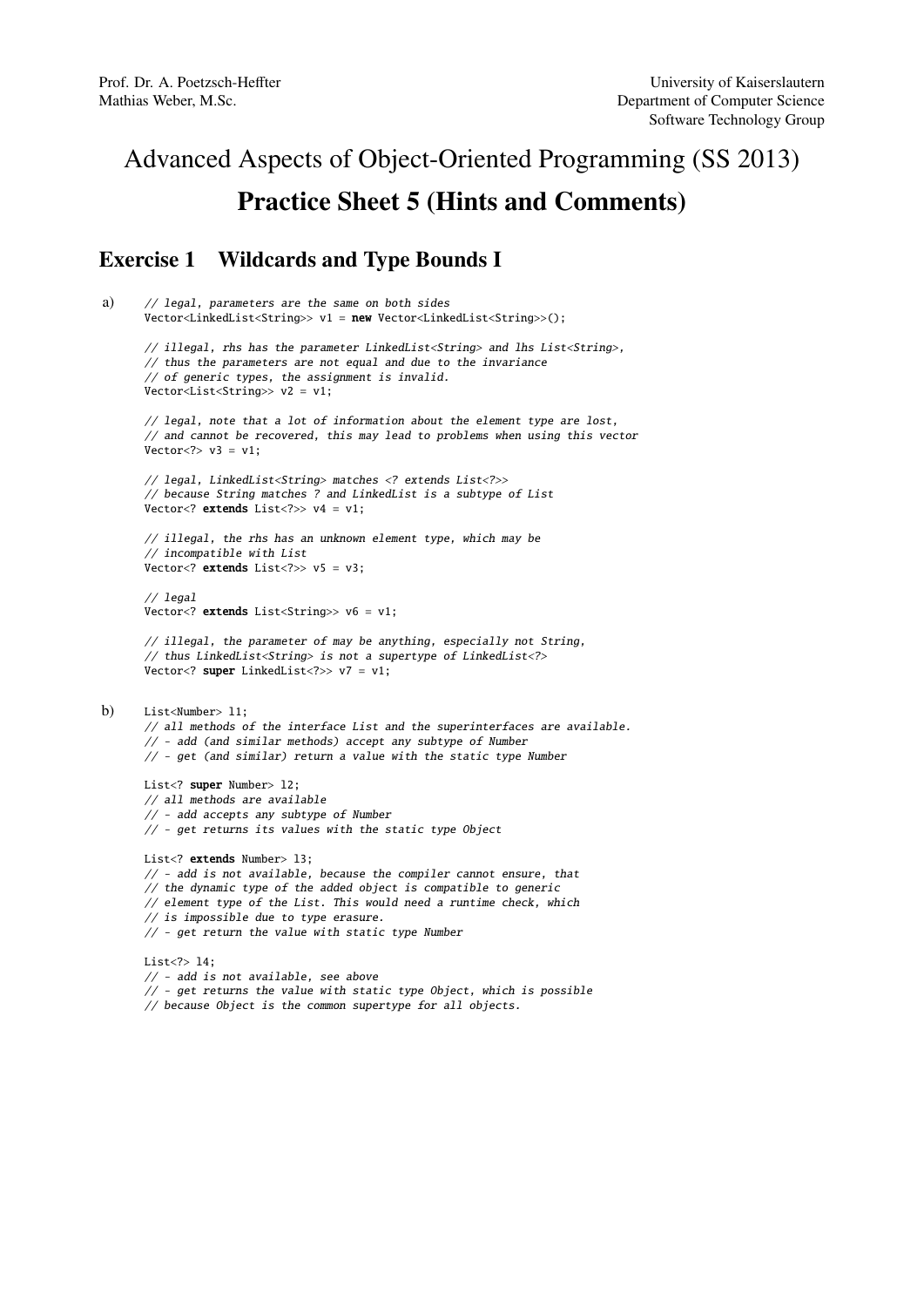Prof. Dr. A. Poetzsch-Heffter
Mathias Weber, M.Sc.

University of Kaiserslautern
Department of Computer Science
Software Technology Group

# Advanced Aspects of Object-Oriented Programming (SS 2013)

## Practice Sheet 5 (Hints and Comments)

### Exercise 1 Wildcards and Type Bounds I

a)

```
// legal, parameters are the same on both sides
Vector<LinkedList<String>> v1 = new Vector<LinkedList<String>>();

// illegal, rhs has the parameter LinkedList<String> and lhs List<String>,
// thus the parameters are not equal and due to the invariance
// of generic types, the assignment is invalid.
Vector<List<String>> v2 = v1;

// legal, note that a lot of information about the element type are lost,
// and cannot be recovered, this may lead to problems when using this vector
Vector<?> v3 = v1;

// legal, LinkedList<String> matches <? extends List<?>>
// because String matches ? and LinkedList is a subtype of List
Vector<? extends List<?>> v4 = v1;

// illegal, the rhs has an unknown element type, which may be
// incompatible with List
Vector<? extends List<?>> v5 = v3;

// legal
Vector<? extends List<String>> v6 = v1;

// illegal, the parameter of may be anything, especially not String,
// thus LinkedList<String> is not a supertype of LinkedList<?>
Vector<? super LinkedList<?>> v7 = v1;
```

b)

```
List<Number> l1;
// all methods of the interface List and the superinterfaces are available.
// - add (and similar methods) accept any subtype of Number
// - get (and similar) return a value with the static type Number

List<? super Number> l2;
// all methods are available
// - add accepts any subtype of Number
// - get returns its values with the static type Object

List<? extends Number> l3;
// - add is not available, because the compiler cannot ensure, that
// the dynamic type of the added object is compatible to generic
// element type of the List. This would need a runtime check, which
// is impossible due to type erasure.
// - get return the value with static type Number

List<?> l4;
// - add is not available, see above
// - get returns the value with static type Object, which is possible
// because Object is the common supertype for all objects.
```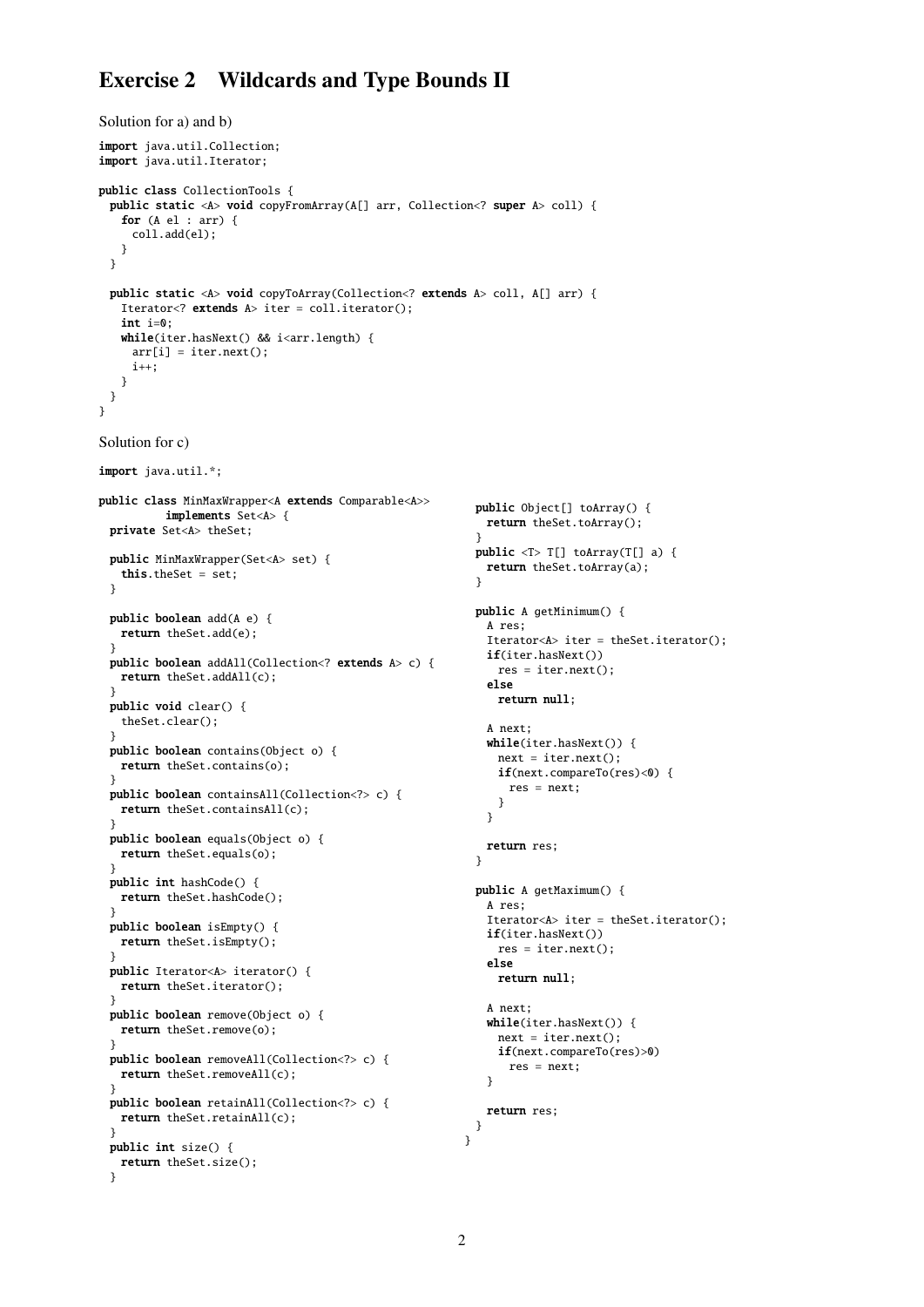# Exercise 2 Wildcards and Type Bounds II

Solution for a) and b)

```
import java.util.Collection;
import java.util.Iterator;

public class CollectionTools {
  public static <A> void copyFromArray(A[] arr, Collection<? super A> coll) {
    for (A el : arr) {
      coll.add(el);
    }
  }

  public static <A> void copyToArray(Collection<? extends A> coll, A[] arr) {
    Iterator<? extends A> iter = coll.iterator();
    int i=0;
    while(iter.hasNext() && i<arr.length) {
      arr[i] = iter.next();
      i++;
    }
  }
}
```

Solution for c)

```
import java.util.*;

public class MinMaxWrapper<A extends Comparable<A>>
          implements Set<A> {
  private Set<A> theSet;

  public MinMaxWrapper(Set<A> set) {
    this.theSet = set;
  }

  public boolean add(A e) {
    return theSet.add(e);
  }
  public boolean addAll(Collection<? extends A> c) {
    return theSet.addAll(c);
  }
  public void clear() {
    theSet.clear();
  }
  public boolean contains(Object o) {
    return theSet.contains(o);
  }
  public boolean containsAll(Collection<?> c) {
    return theSet.containsAll(c);
  }
  public boolean equals(Object o) {
    return theSet.equals(o);
  }
  public int hashCode() {
    return theSet.hashCode();
  }
  public boolean isEmpty() {
    return theSet.isEmpty();
  }
  public Iterator<A> iterator() {
    return theSet.iterator();
  }
  public boolean remove(Object o) {
    return theSet.remove(o);
  }
  public boolean removeAll(Collection<?> c) {
    return theSet.removeAll(c);
  }
  public boolean retainAll(Collection<?> c) {
    return theSet.retainAll(c);
  }
  public int size() {
    return theSet.size();
  }
  public Object[] toArray() {
    return theSet.toArray();
  }
  public <T> T[] toArray(T[] a) {
    return theSet.toArray(a);
  }

  public A getMinimum() {
    A res;
    Iterator<A> iter = theSet.iterator();
    if(iter.hasNext())
      res = iter.next();
    else
      return null;

    A next;
    while(iter.hasNext()) {
      next = iter.next();
      if(next.compareTo(res)<0) {
        res = next;
      }
    }

    return res;
  }

  public A getMaximum() {
    A res;
    Iterator<A> iter = theSet.iterator();
    if(iter.hasNext())
      res = iter.next();
    else
      return null;

    A next;
    while(iter.hasNext()) {
      next = iter.next();
      if(next.compareTo(res)>0)
        res = next;
    }

    return res;
  }
}
```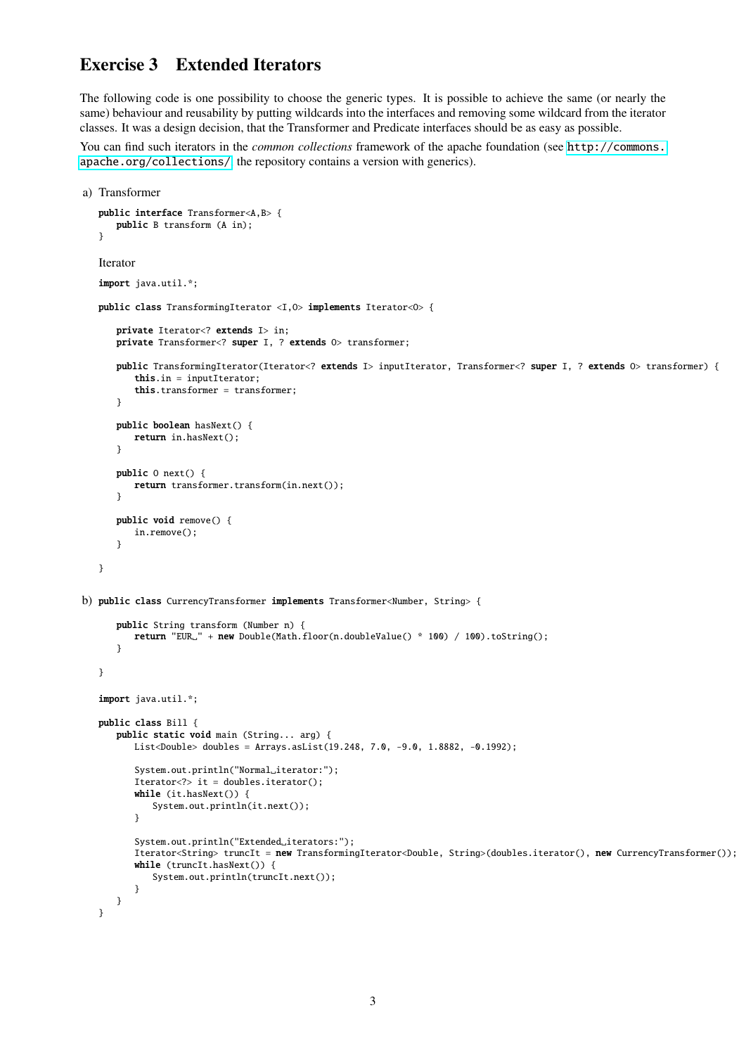## Exercise 3 Extended Iterators

The following code is one possibility to choose the generic types. It is possible to achieve the same (or nearly the same) behaviour and reusability by putting wildcards into the interfaces and removing some wildcard from the iterator classes. It was a design decision, that the Transformer and Predicate interfaces should be as easy as possible.

You can find such iterators in the *common collections* framework of the apache foundation (see http://commons.apache.org/collections/ the repository contains a version with generics).

a) Transformer

```
public interface Transformer<A,B> {
    public B transform (A in);
}
```

Iterator

```
import java.util.*;

public class TransformingIterator <I,O> implements Iterator<O> {

    private Iterator<? extends I> in;
    private Transformer<? super I, ? extends O> transformer;

    public TransformingIterator(Iterator<? extends I> inputIterator, Transformer<? super I, ? extends O> transformer) {
        this.in = inputIterator;
        this.transformer = transformer;
    }

    public boolean hasNext() {
        return in.hasNext();
    }

    public O next() {
        return transformer.transform(in.next());
    }

    public void remove() {
        in.remove();
    }

}
```

b)

```
public class CurrencyTransformer implements Transformer<Number, String> {

    public String transform (Number n) {
        return "EUR " + new Double(Math.floor(n.doubleValue() * 100) / 100).toString();
    }

}
```

```
import java.util.*;

public class Bill {
    public static void main (String... arg) {
        List<Double> doubles = Arrays.asList(19.248, 7.0, -9.0, 1.8882, -0.1992);

        System.out.println("Normal iterator:");
        Iterator<?> it = doubles.iterator();
        while (it.hasNext()) {
            System.out.println(it.next());
        }

        System.out.println("Extended iterators:");
        Iterator<String> truncIt = new TransformingIterator<Double, String>(doubles.iterator(), new CurrencyTransformer());
        while (truncIt.hasNext()) {
            System.out.println(truncIt.next());
        }
    }
}
```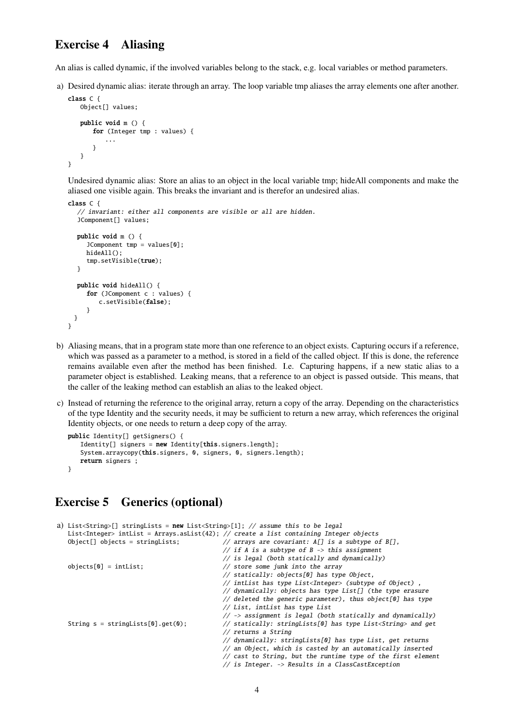## Exercise 4 Aliasing

An alias is called dynamic, if the involved variables belong to the stack, e.g. local variables or method parameters.

a) Desired dynamic alias: iterate through an array. The loop variable tmp aliases the array elements one after another.

```
class C {
   Object[] values;

   public void m () {
      for (Integer tmp : values) {
         ...
      }
   }
}
```

Undesired dynamic alias: Store an alias to an object in the local variable tmp; hideAll components and make the aliased one visible again. This breaks the invariant and is therefor an undesired alias.

```
class C {
  // invariant: either all components are visible or all are hidden.
  JComponent[] values;

  public void m () {
     JComponent tmp = values[0];
     hideAll();
     tmp.setVisible(true);
  }

  public void hideAll() {
     for (JCompoment c : values) {
        c.setVisible(false);
     }
  }
}
```

b) Aliasing means, that in a program state more than one reference to an object exists. Capturing occurs if a reference, which was passed as a parameter to a method, is stored in a field of the called object. If this is done, the reference remains available even after the method has been finished. I.e. Capturing happens, if a new static alias to a parameter object is established. Leaking means, that a reference to an object is passed outside. This means, that the caller of the leaking method can establish an alias to the leaked object.

c) Instead of returning the reference to the original array, return a copy of the array. Depending on the characteristics of the type Identity and the security needs, it may be sufficient to return a new array, which references the original Identity objects, or one needs to return a deep copy of the array.

```
public Identity[] getSigners() {
   Identity[] signers = new Identity[this.signers.length];
   System.arraycopy(this.signers, 0, signers, 0, signers.length);
   return signers ;
}
```

## Exercise 5 Generics (optional)

a)
```
List<String>[] stringLists = new List<String>[1]; // assume this to be legal
List<Integer> intList = Arrays.asList(42); // create a list containing Integer objects
Object[] objects = stringLists;            // arrays are covariant: A[] is a subtype of B[],
                                           // if A is a subtype of B -> this assignment
                                           // is legal (both statically and dynamically)
objects[0] = intList;                      // store some junk into the array
                                           // statically: objects[0] has type Object,
                                           // intList has type List<Integer> (subtype of Object) ,
                                           // dynamically: objects has type List[] (the type erasure
                                           // deleted the generic parameter), thus object[0] has type
                                           // List, intList has type List
                                           // -> assignment is legal (both statically and dynamically)
String s = stringLists[0].get(0);          // statically: stringLists[0] has type List<String> and get
                                           // returns a String
                                           // dynamically: stringLists[0] has type List, get returns
                                           // an Object, which is casted by an automatically inserted
                                           // cast to String, but the runtime type of the first element
                                           // is Integer. -> Results in a ClassCastException
```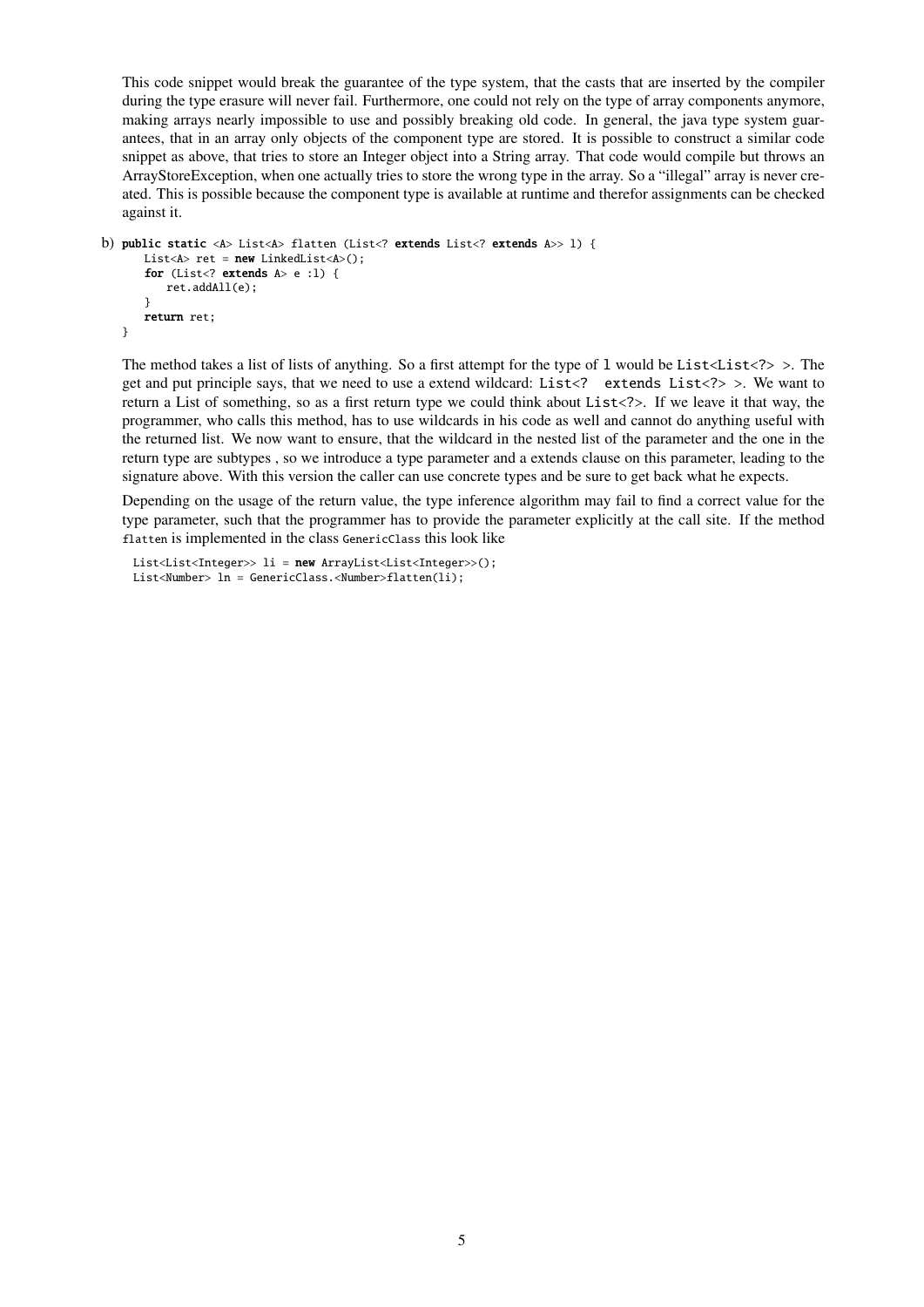This code snippet would break the guarantee of the type system, that the casts that are inserted by the compiler during the type erasure will never fail. Furthermore, one could not rely on the type of array components anymore, making arrays nearly impossible to use and possibly breaking old code. In general, the java type system guarantees, that in an array only objects of the component type are stored. It is possible to construct a similar code snippet as above, that tries to store an Integer object into a String array. That code would compile but throws an ArrayStoreException, when one actually tries to store the wrong type in the array. So a "illegal" array is never created. This is possible because the component type is available at runtime and therefor assignments can be checked against it.

b)
```
public static <A> List<A> flatten (List<? extends List<? extends A>> l) {
    List<A> ret = new LinkedList<A>();
    for (List<? extends A> e :l) {
        ret.addAll(e);
    }
    return ret;
}
```

The method takes a list of lists of anything. So a first attempt for the type of `l` would be `List<List<?> >`. The get and put principle says, that we need to use a extend wildcard: `List<? extends List<?> >`. We want to return a List of something, so as a first return type we could think about `List<?>`. If we leave it that way, the programmer, who calls this method, has to use wildcards in his code as well and cannot do anything useful with the returned list. We now want to ensure, that the wildcard in the nested list of the parameter and the one in the return type are subtypes , so we introduce a type parameter and a extends clause on this parameter, leading to the signature above. With this version the caller can use concrete types and be sure to get back what he expects.

Depending on the usage of the return value, the type inference algorithm may fail to find a correct value for the type parameter, such that the programmer has to provide the parameter explicitly at the call site. If the method `flatten` is implemented in the class `GenericClass` this look like

```
List<List<Integer>> li = new ArrayList<List<Integer>>();
List<Number> ln = GenericClass.<Number>flatten(li);
```